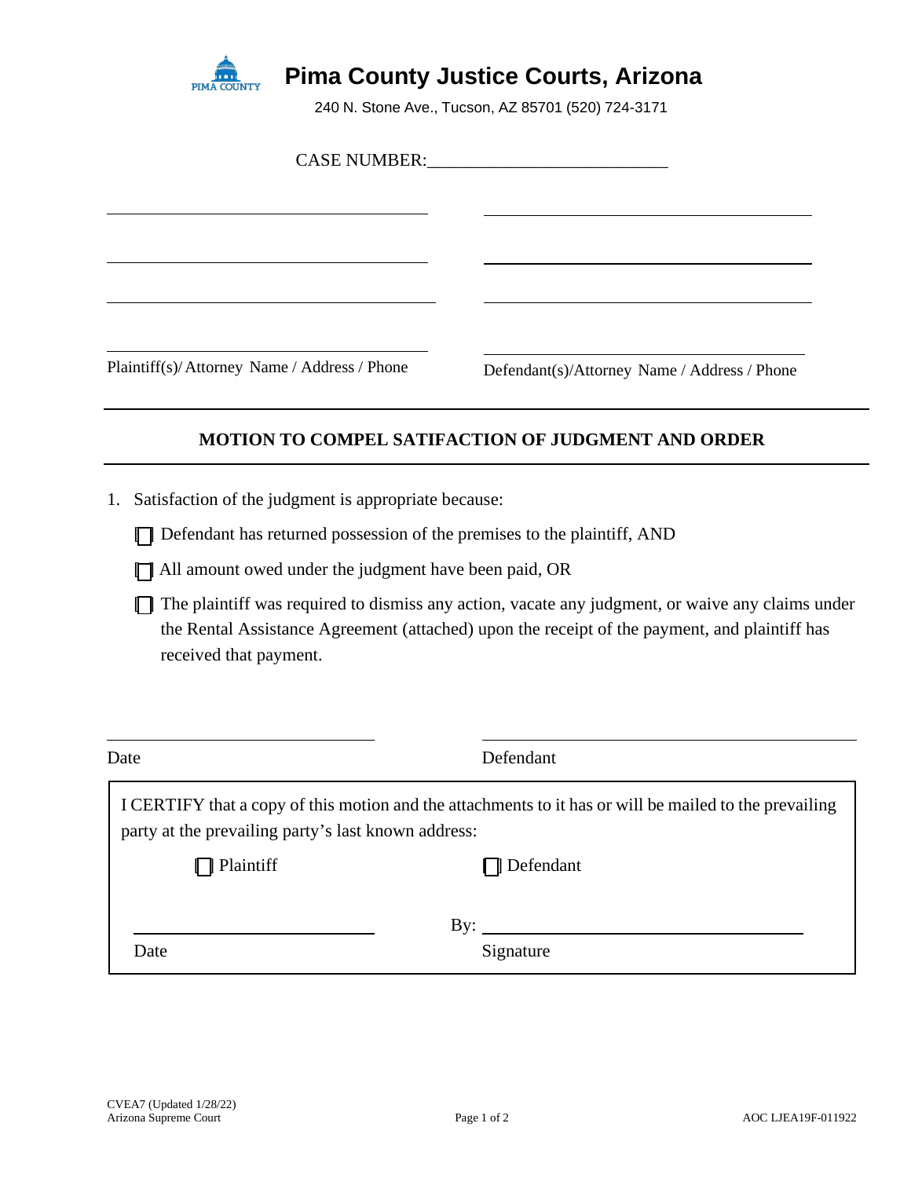# Pima County Justice Courts, Arizona

240 N. Stone Ave., Tucson, AZ 85701 (520) 724-3171

CASE NUMBER:___________________________

| _______________________________ | _______________________________ |
|---|---|
| _______________________________ | _______________________________ |
| _______________________________ | _______________________________ |
| _______________________________ | _______________________________ |
| Plaintiff(s)/ Attorney Name / Address / Phone | Defendant(s)/Attorney Name / Address / Phone |

## MOTION TO COMPEL SATIFACTION OF JUDGMENT AND ORDER

1. Satisfaction of the judgment is appropriate because:

   ☐ Defendant has returned possession of the premises to the plaintiff, AND

   ☐ All amount owed under the judgment have been paid, OR

   ☐ The plaintiff was required to dismiss any action, vacate any judgment, or waive any claims under the Rental Assistance Agreement (attached) upon the receipt of the payment, and plaintiff has received that payment.

_______________________________ _______________________________

Date Defendant

I CERTIFY that a copy of this motion and the attachments to it has or will be mailed to the prevailing party at the prevailing party's last known address:

☐ Plaintiff ☐ Defendant

_______________________________ By: _______________________________

Date Signature

CVEA7 (Updated 1/28/22)
Arizona Supreme Court

AOC LJEA19F-011922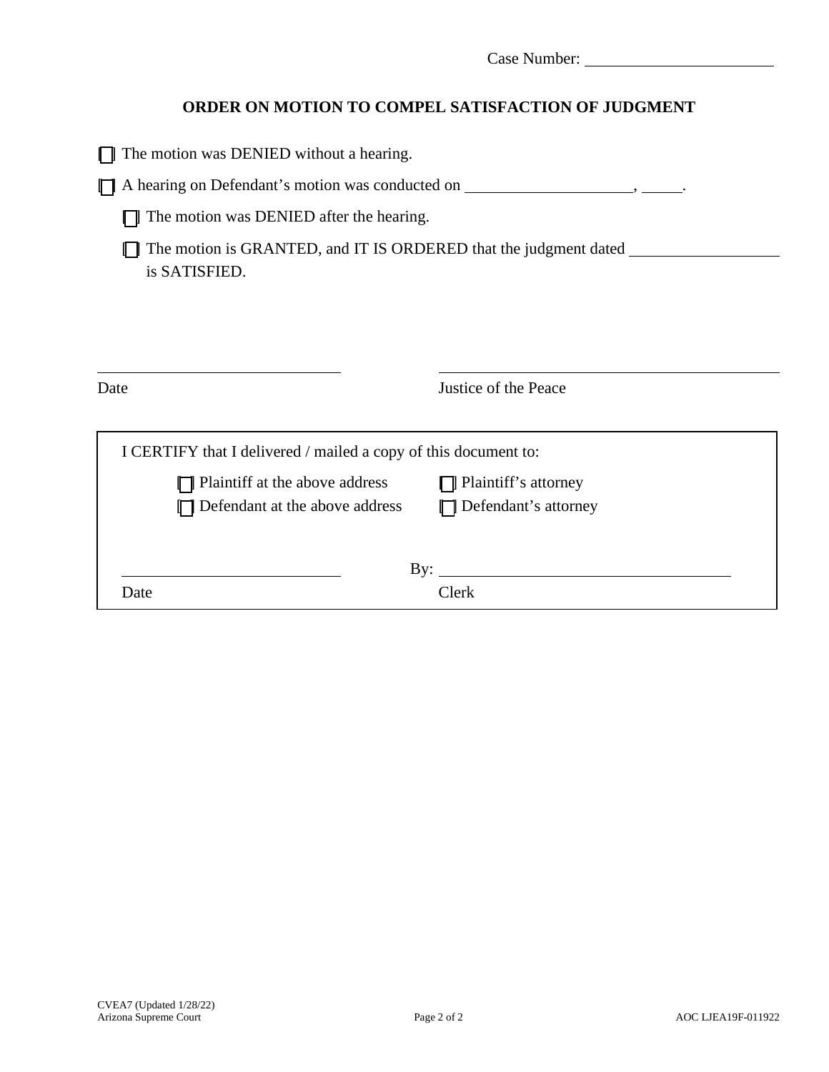Case Number: ______________________

## ORDER ON MOTION TO COMPEL SATISFACTION OF JUDGMENT

☐ The motion was DENIED without a hearing.

☐ A hearing on Defendant's motion was conducted on ____________________, _____.

☐ The motion was DENIED after the hearing.

☐ The motion is GRANTED, and IT IS ORDERED that the judgment dated __________________ is SATISFIED.

______________________________ ______________________________

Date Justice of the Peace

I CERTIFY that I delivered / mailed a copy of this document to:

☐ Plaintiff at the above address ☐ Plaintiff's attorney

☐ Defendant at the above address ☐ Defendant's attorney

______________________________ By: ______________________________

Date Clerk

CVEA7 (Updated 1/28/22)
Arizona Supreme Court AOC LJEA19F-011922